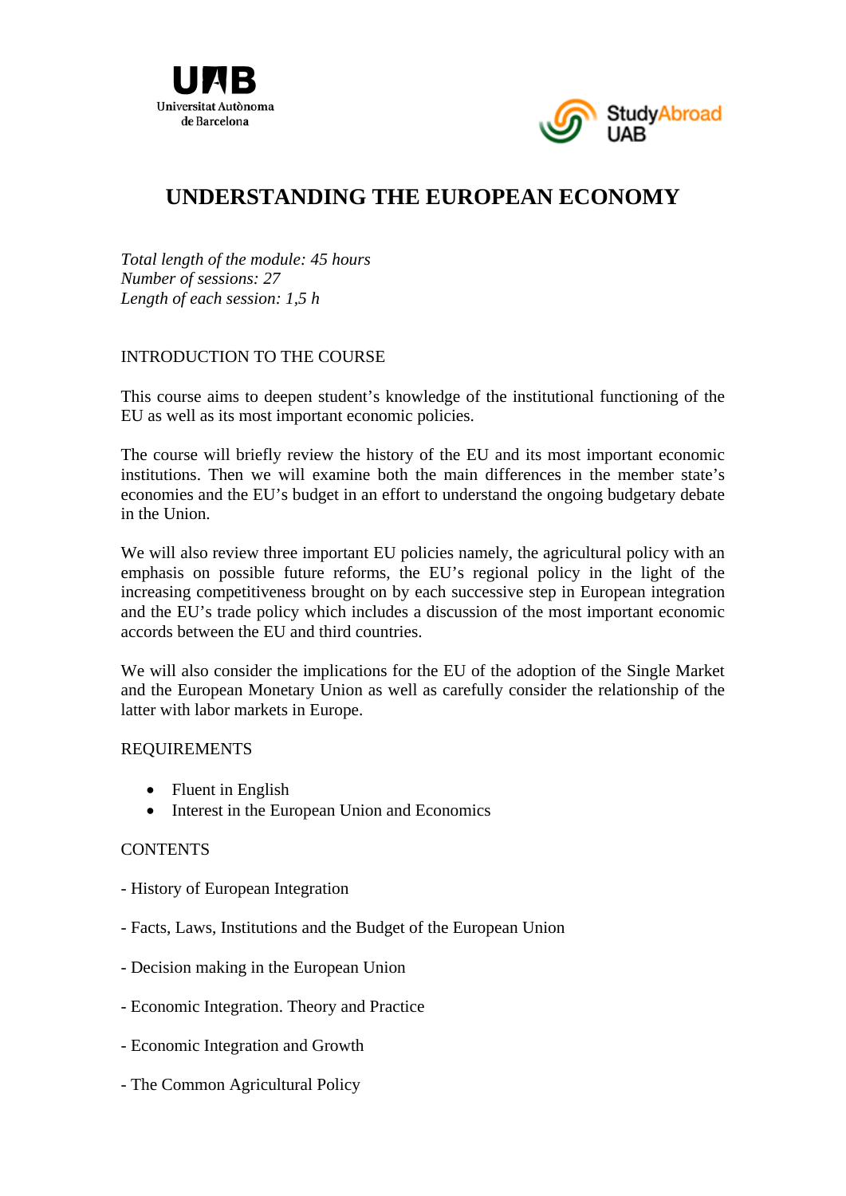# UNDERSTANDING THE EUROPEAN ECONOMY

*Total length of the module: 45 hours*
*Number of sessions: 27*
*Length of each session: 1,5 h*

## INTRODUCTION TO THE COURSE

This course aims to deepen student's knowledge of the institutional functioning of the EU as well as its most important economic policies.

The course will briefly review the history of the EU and its most important economic institutions. Then we will examine both the main differences in the member state's economies and the EU's budget in an effort to understand the ongoing budgetary debate in the Union.

We will also review three important EU policies namely, the agricultural policy with an emphasis on possible future reforms, the EU's regional policy in the light of the increasing competitiveness brought on by each successive step in European integration and the EU's trade policy which includes a discussion of the most important economic accords between the EU and third countries.

We will also consider the implications for the EU of the adoption of the Single Market and the European Monetary Union as well as carefully consider the relationship of the latter with labor markets in Europe.

## REQUIREMENTS

- Fluent in English
- Interest in the European Union and Economics

## CONTENTS

- History of European Integration

- Facts, Laws, Institutions and the Budget of the European Union

- Decision making in the European Union

- Economic Integration. Theory and Practice

- Economic Integration and Growth

- The Common Agricultural Policy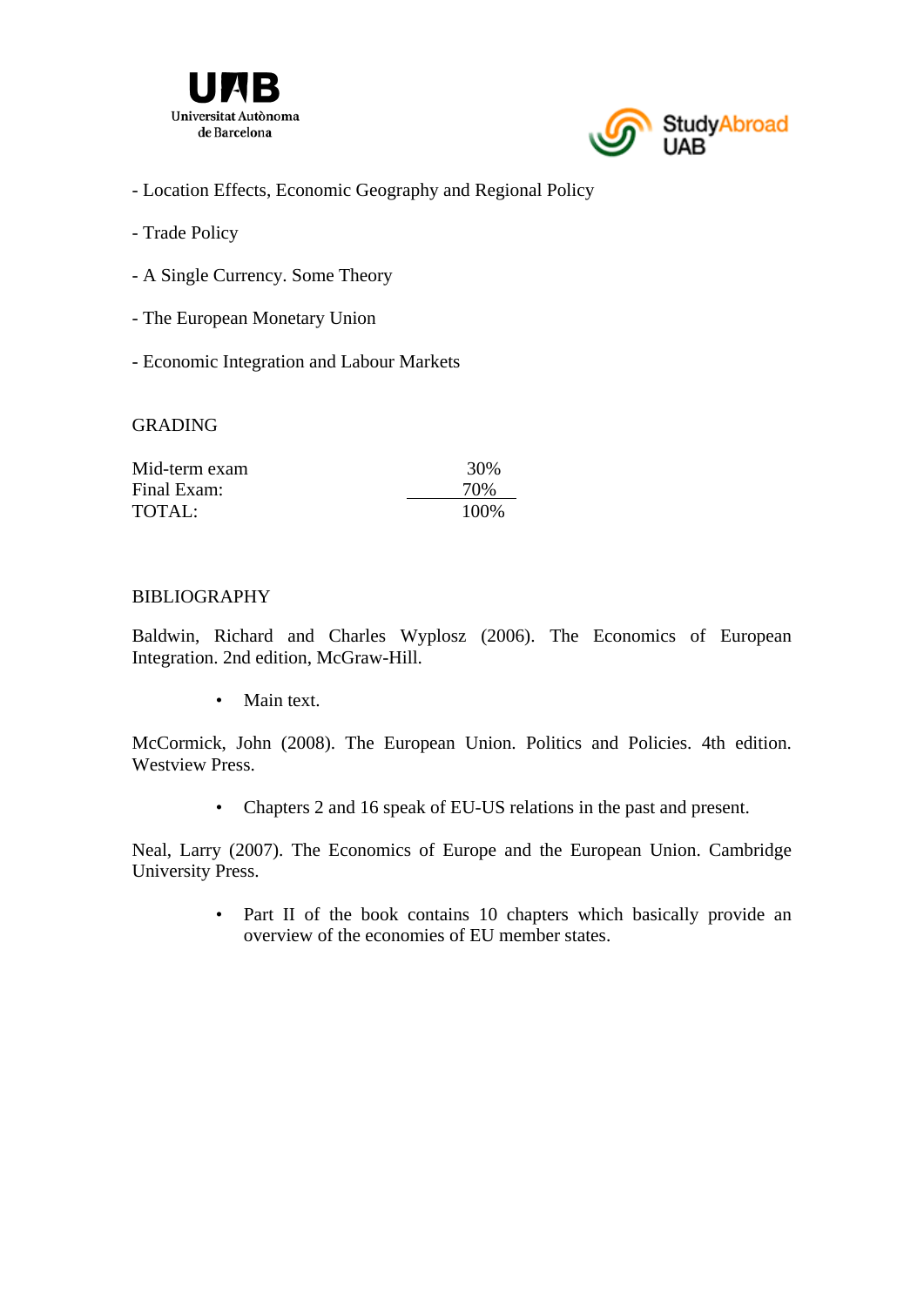- Location Effects, Economic Geography and Regional Policy

- Trade Policy

- A Single Currency. Some Theory

- The European Monetary Union

- Economic Integration and Labour Markets

GRADING

| | |
|---|---|
| Mid-term exam | 30% |
| Final Exam: | 70% |
| TOTAL: | 100% |

BIBLIOGRAPHY

Baldwin, Richard and Charles Wyplosz (2006). The Economics of European Integration. 2nd edition, McGraw-Hill.

- Main text.

McCormick, John (2008). The European Union. Politics and Policies. 4th edition. Westview Press.

- Chapters 2 and 16 speak of EU-US relations in the past and present.

Neal, Larry (2007). The Economics of Europe and the European Union. Cambridge University Press.

- Part II of the book contains 10 chapters which basically provide an overview of the economies of EU member states.